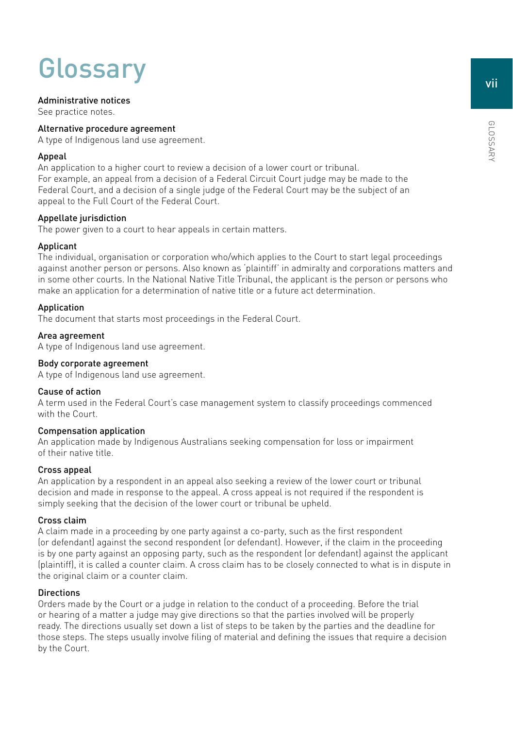# Glossary

**Administrative notices**
See practice notes.

**Alternative procedure agreement**
A type of Indigenous land use agreement.

**Appeal**
An application to a higher court to review a decision of a lower court or tribunal. For example, an appeal from a decision of a Federal Circuit Court judge may be made to the Federal Court, and a decision of a single judge of the Federal Court may be the subject of an appeal to the Full Court of the Federal Court.

**Appellate jurisdiction**
The power given to a court to hear appeals in certain matters.

**Applicant**
The individual, organisation or corporation who/which applies to the Court to start legal proceedings against another person or persons. Also known as 'plaintiff' in admiralty and corporations matters and in some other courts. In the National Native Title Tribunal, the applicant is the person or persons who make an application for a determination of native title or a future act determination.

**Application**
The document that starts most proceedings in the Federal Court.

**Area agreement**
A type of Indigenous land use agreement.

**Body corporate agreement**
A type of Indigenous land use agreement.

**Cause of action**
A term used in the Federal Court's case management system to classify proceedings commenced with the Court.

**Compensation application**
An application made by Indigenous Australians seeking compensation for loss or impairment of their native title.

**Cross appeal**
An application by a respondent in an appeal also seeking a review of the lower court or tribunal decision and made in response to the appeal. A cross appeal is not required if the respondent is simply seeking that the decision of the lower court or tribunal be upheld.

**Cross claim**
A claim made in a proceeding by one party against a co-party, such as the first respondent (or defendant) against the second respondent (or defendant). However, if the claim in the proceeding is by one party against an opposing party, such as the respondent (or defendant) against the applicant (plaintiff), it is called a counter claim. A cross claim has to be closely connected to what is in dispute in the original claim or a counter claim.

**Directions**
Orders made by the Court or a judge in relation to the conduct of a proceeding. Before the trial or hearing of a matter a judge may give directions so that the parties involved will be properly ready. The directions usually set down a list of steps to be taken by the parties and the deadline for those steps. The steps usually involve filing of material and defining the issues that require a decision by the Court.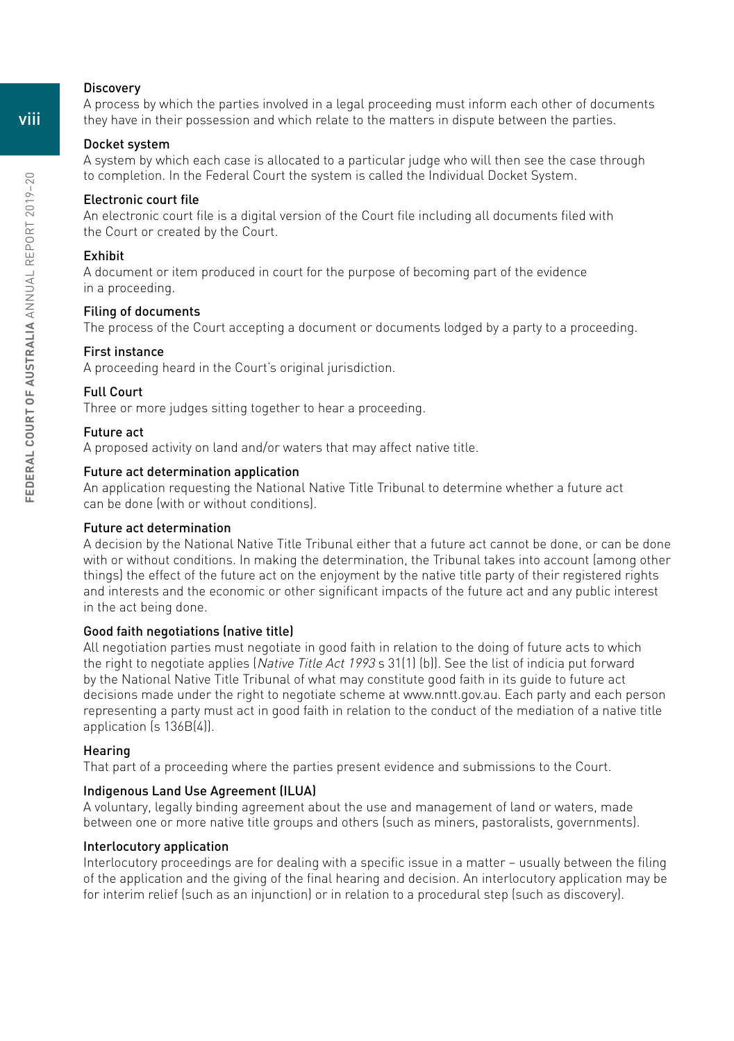### Discovery

A process by which the parties involved in a legal proceeding must inform each other of documents they have in their possession and which relate to the matters in dispute between the parties.

### Docket system

A system by which each case is allocated to a particular judge who will then see the case through to completion. In the Federal Court the system is called the Individual Docket System.

### Electronic court file

An electronic court file is a digital version of the Court file including all documents filed with the Court or created by the Court.

### Exhibit

A document or item produced in court for the purpose of becoming part of the evidence in a proceeding.

### Filing of documents

The process of the Court accepting a document or documents lodged by a party to a proceeding.

### First instance

A proceeding heard in the Court's original jurisdiction.

### Full Court

Three or more judges sitting together to hear a proceeding.

### Future act

A proposed activity on land and/or waters that may affect native title.

### Future act determination application

An application requesting the National Native Title Tribunal to determine whether a future act can be done (with or without conditions).

### Future act determination

A decision by the National Native Title Tribunal either that a future act cannot be done, or can be done with or without conditions. In making the determination, the Tribunal takes into account (among other things) the effect of the future act on the enjoyment by the native title party of their registered rights and interests and the economic or other significant impacts of the future act and any public interest in the act being done.

### Good faith negotiations (native title)

All negotiation parties must negotiate in good faith in relation to the doing of future acts to which the right to negotiate applies (*Native Title Act 1993* s 31(1) (b)). See the list of indicia put forward by the National Native Title Tribunal of what may constitute good faith in its guide to future act decisions made under the right to negotiate scheme at www.nntt.gov.au. Each party and each person representing a party must act in good faith in relation to the conduct of the mediation of a native title application (s 136B(4)).

### Hearing

That part of a proceeding where the parties present evidence and submissions to the Court.

### Indigenous Land Use Agreement (ILUA)

A voluntary, legally binding agreement about the use and management of land or waters, made between one or more native title groups and others (such as miners, pastoralists, governments).

### Interlocutory application

Interlocutory proceedings are for dealing with a specific issue in a matter – usually between the filing of the application and the giving of the final hearing and decision. An interlocutory application may be for interim relief (such as an injunction) or in relation to a procedural step (such as discovery).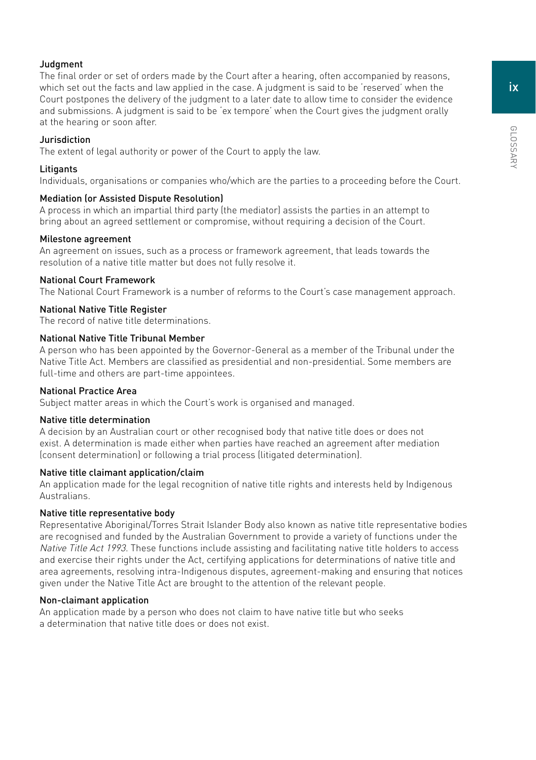### Judgment

The final order or set of orders made by the Court after a hearing, often accompanied by reasons, which set out the facts and law applied in the case. A judgment is said to be 'reserved' when the Court postpones the delivery of the judgment to a later date to allow time to consider the evidence and submissions. A judgment is said to be 'ex tempore' when the Court gives the judgment orally at the hearing or soon after.

### Jurisdiction

The extent of legal authority or power of the Court to apply the law.

### Litigants

Individuals, organisations or companies who/which are the parties to a proceeding before the Court.

### Mediation (or Assisted Dispute Resolution)

A process in which an impartial third party (the mediator) assists the parties in an attempt to bring about an agreed settlement or compromise, without requiring a decision of the Court.

### Milestone agreement

An agreement on issues, such as a process or framework agreement, that leads towards the resolution of a native title matter but does not fully resolve it.

### National Court Framework

The National Court Framework is a number of reforms to the Court's case management approach.

### National Native Title Register

The record of native title determinations.

### National Native Title Tribunal Member

A person who has been appointed by the Governor-General as a member of the Tribunal under the Native Title Act. Members are classified as presidential and non-presidential. Some members are full-time and others are part-time appointees.

### National Practice Area

Subject matter areas in which the Court's work is organised and managed.

### Native title determination

A decision by an Australian court or other recognised body that native title does or does not exist. A determination is made either when parties have reached an agreement after mediation (consent determination) or following a trial process (litigated determination).

### Native title claimant application/claim

An application made for the legal recognition of native title rights and interests held by Indigenous Australians.

### Native title representative body

Representative Aboriginal/Torres Strait Islander Body also known as native title representative bodies are recognised and funded by the Australian Government to provide a variety of functions under the *Native Title Act 1993*. These functions include assisting and facilitating native title holders to access and exercise their rights under the Act, certifying applications for determinations of native title and area agreements, resolving intra-Indigenous disputes, agreement-making and ensuring that notices given under the Native Title Act are brought to the attention of the relevant people.

### Non-claimant application

An application made by a person who does not claim to have native title but who seeks a determination that native title does or does not exist.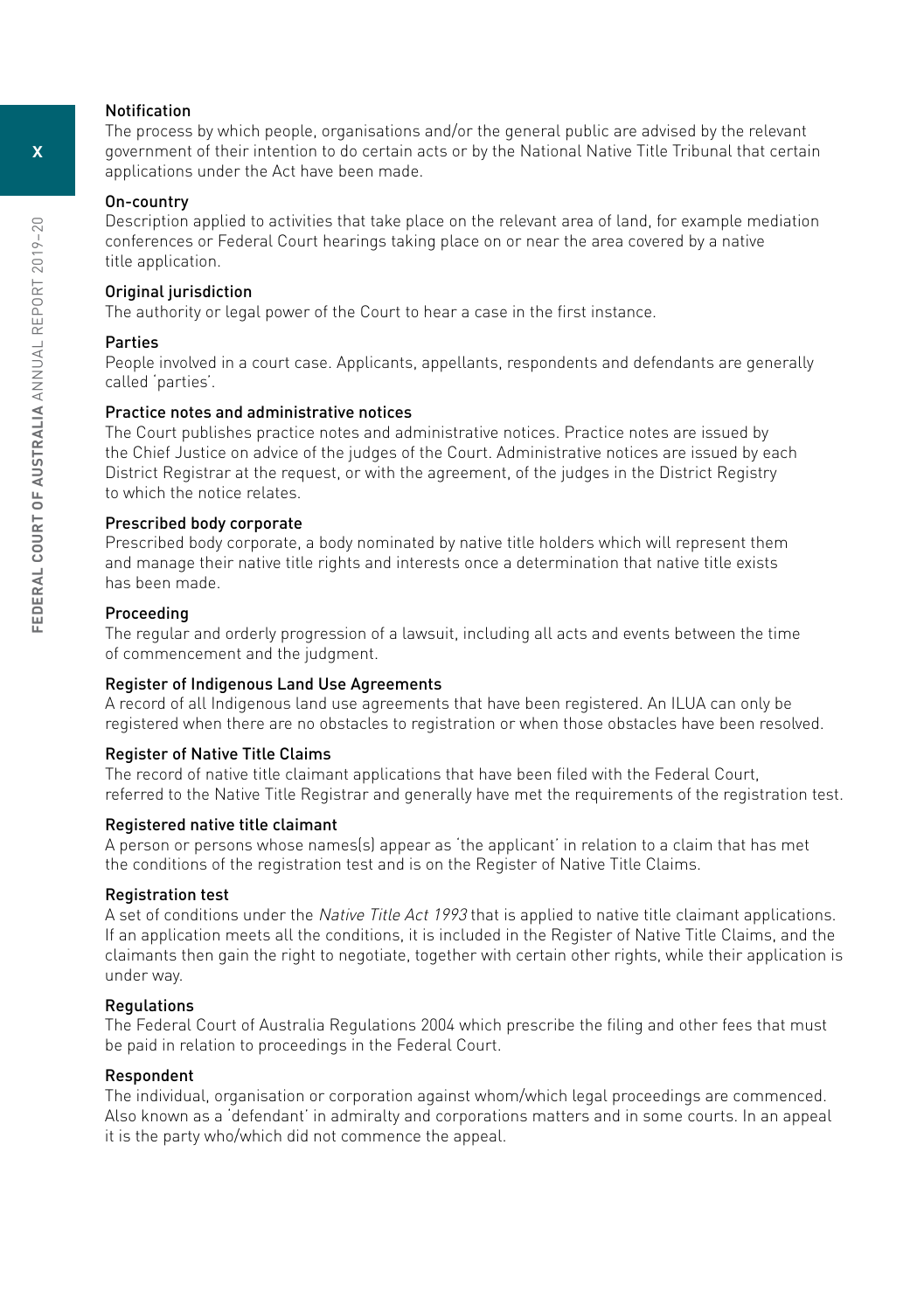### Notification

The process by which people, organisations and/or the general public are advised by the relevant government of their intention to do certain acts or by the National Native Title Tribunal that certain applications under the Act have been made.

### On-country

Description applied to activities that take place on the relevant area of land, for example mediation conferences or Federal Court hearings taking place on or near the area covered by a native title application.

### Original jurisdiction

The authority or legal power of the Court to hear a case in the first instance.

### Parties

People involved in a court case. Applicants, appellants, respondents and defendants are generally called 'parties'.

### Practice notes and administrative notices

The Court publishes practice notes and administrative notices. Practice notes are issued by the Chief Justice on advice of the judges of the Court. Administrative notices are issued by each District Registrar at the request, or with the agreement, of the judges in the District Registry to which the notice relates.

### Prescribed body corporate

Prescribed body corporate, a body nominated by native title holders which will represent them and manage their native title rights and interests once a determination that native title exists has been made.

### Proceeding

The regular and orderly progression of a lawsuit, including all acts and events between the time of commencement and the judgment.

### Register of Indigenous Land Use Agreements

A record of all Indigenous land use agreements that have been registered. An ILUA can only be registered when there are no obstacles to registration or when those obstacles have been resolved.

### Register of Native Title Claims

The record of native title claimant applications that have been filed with the Federal Court, referred to the Native Title Registrar and generally have met the requirements of the registration test.

### Registered native title claimant

A person or persons whose names(s) appear as 'the applicant' in relation to a claim that has met the conditions of the registration test and is on the Register of Native Title Claims.

### Registration test

A set of conditions under the *Native Title Act 1993* that is applied to native title claimant applications. If an application meets all the conditions, it is included in the Register of Native Title Claims, and the claimants then gain the right to negotiate, together with certain other rights, while their application is under way.

### Regulations

The Federal Court of Australia Regulations 2004 which prescribe the filing and other fees that must be paid in relation to proceedings in the Federal Court.

### Respondent

The individual, organisation or corporation against whom/which legal proceedings are commenced. Also known as a 'defendant' in admiralty and corporations matters and in some courts. In an appeal it is the party who/which did not commence the appeal.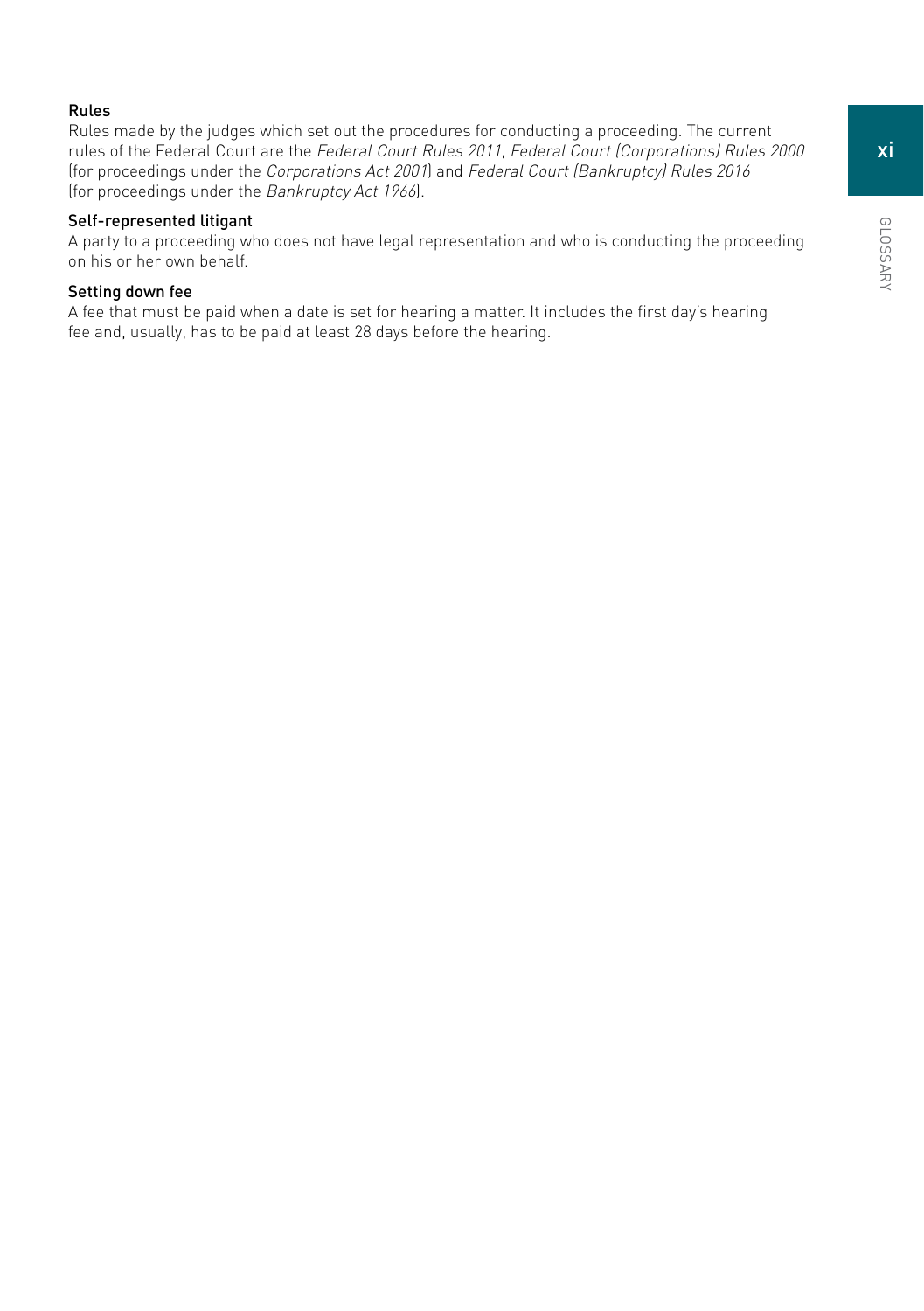### Rules

Rules made by the judges which set out the procedures for conducting a proceeding. The current rules of the Federal Court are the *Federal Court Rules 2011*, *Federal Court (Corporations) Rules 2000* (for proceedings under the *Corporations Act 2001*) and *Federal Court (Bankruptcy) Rules 2016* (for proceedings under the *Bankruptcy Act 1966*).

### Self-represented litigant

A party to a proceeding who does not have legal representation and who is conducting the proceeding on his or her own behalf.

### Setting down fee

A fee that must be paid when a date is set for hearing a matter. It includes the first day's hearing fee and, usually, has to be paid at least 28 days before the hearing.